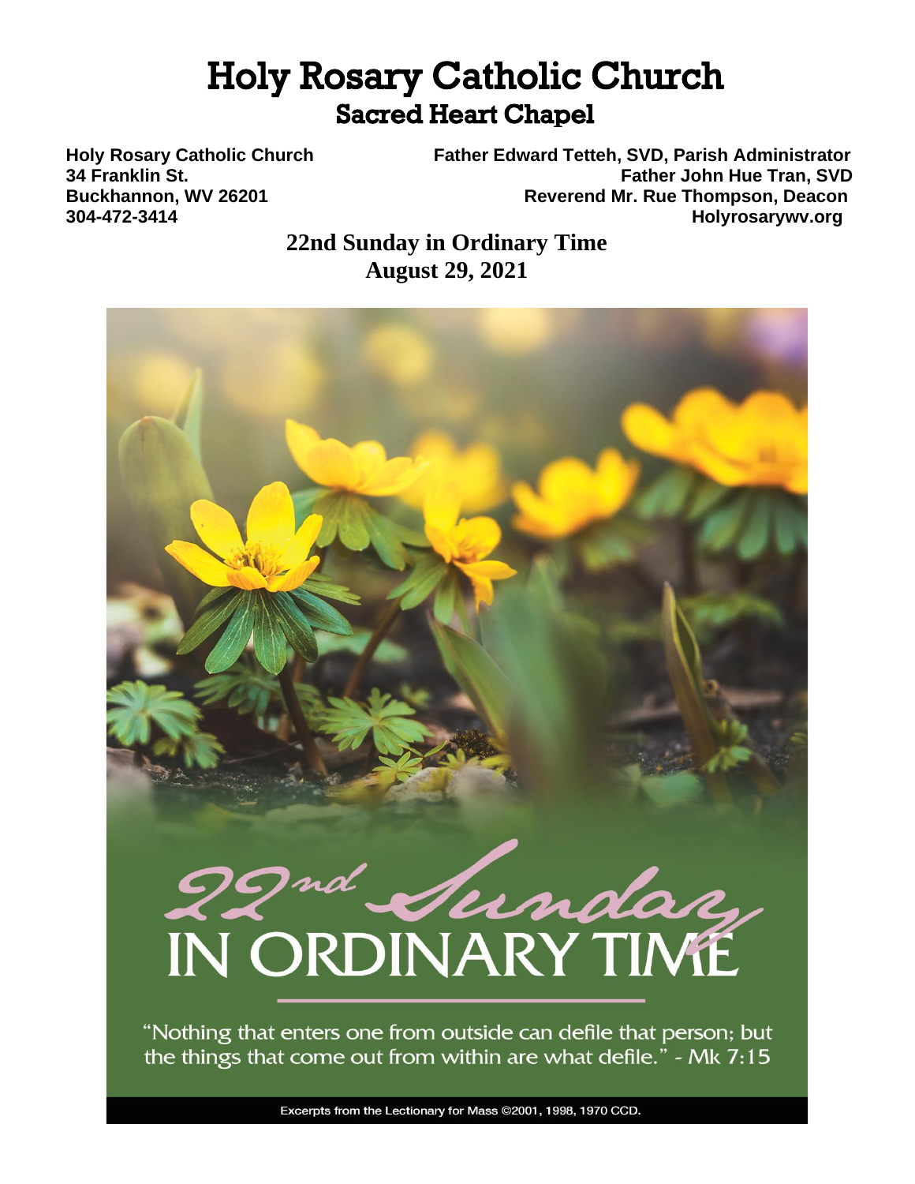# Holy Rosary Catholic Church

## Sacred Heart Chapel

**Holy Rosary Catholic Church**
**34 Franklin St.**
**Buckhannon, WV 26201**
**304-472-3414**

**Father Edward Tetteh, SVD, Parish Administrator**
**Father John Hue Tran, SVD**
**Reverend Mr. Rue Thompson, Deacon**
**Holyrosarywv.org**

**22nd Sunday in Ordinary Time**
**August 29, 2021**

22nd Sunday IN ORDINARY TIME

"Nothing that enters one from outside can defile that person; but the things that come out from within are what defile." - Mk 7:15

Excerpts from the Lectionary for Mass ©2001, 1998, 1970 CCD.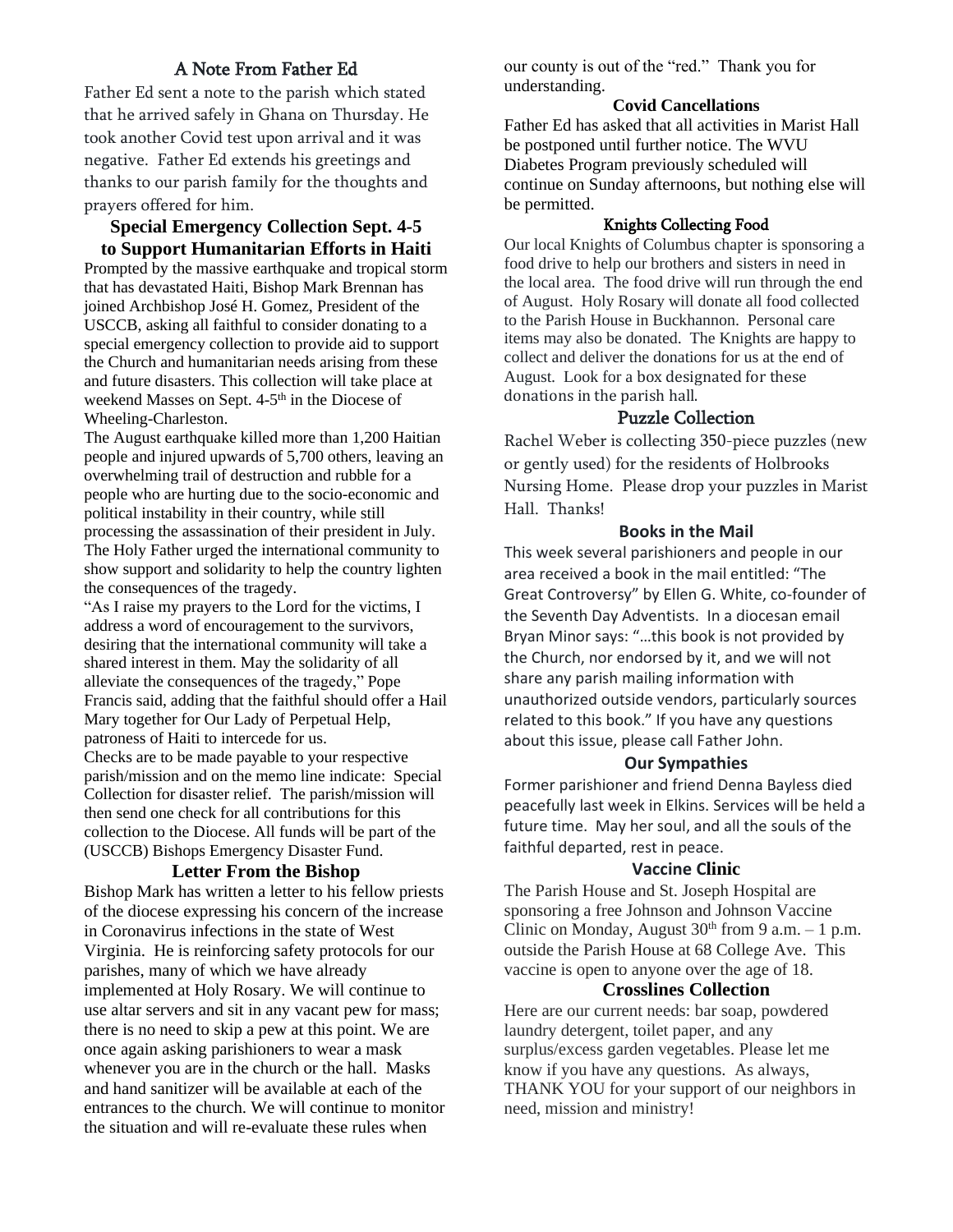## A Note From Father Ed

Father Ed sent a note to the parish which stated that he arrived safely in Ghana on Thursday. He took another Covid test upon arrival and it was negative. Father Ed extends his greetings and thanks to our parish family for the thoughts and prayers offered for him.

## Special Emergency Collection Sept. 4-5 to Support Humanitarian Efforts in Haiti

Prompted by the massive earthquake and tropical storm that has devastated Haiti, Bishop Mark Brennan has joined Archbishop José H. Gomez, President of the USCCB, asking all faithful to consider donating to a special emergency collection to provide aid to support the Church and humanitarian needs arising from these and future disasters. This collection will take place at weekend Masses on Sept. 4-5th in the Diocese of Wheeling-Charleston.

The August earthquake killed more than 1,200 Haitian people and injured upwards of 5,700 others, leaving an overwhelming trail of destruction and rubble for a people who are hurting due to the socio-economic and political instability in their country, while still processing the assassination of their president in July. The Holy Father urged the international community to show support and solidarity to help the country lighten the consequences of the tragedy.

"As I raise my prayers to the Lord for the victims, I address a word of encouragement to the survivors, desiring that the international community will take a shared interest in them. May the solidarity of all alleviate the consequences of the tragedy," Pope Francis said, adding that the faithful should offer a Hail Mary together for Our Lady of Perpetual Help, patroness of Haiti to intercede for us.

Checks are to be made payable to your respective parish/mission and on the memo line indicate: Special Collection for disaster relief. The parish/mission will then send one check for all contributions for this collection to the Diocese. All funds will be part of the (USCCB) Bishops Emergency Disaster Fund.

## Letter From the Bishop

Bishop Mark has written a letter to his fellow priests of the diocese expressing his concern of the increase in Coronavirus infections in the state of West Virginia. He is reinforcing safety protocols for our parishes, many of which we have already implemented at Holy Rosary. We will continue to use altar servers and sit in any vacant pew for mass; there is no need to skip a pew at this point. We are once again asking parishioners to wear a mask whenever you are in the church or the hall. Masks and hand sanitizer will be available at each of the entrances to the church. We will continue to monitor the situation and will re-evaluate these rules when our county is out of the "red." Thank you for understanding.

## Covid Cancellations

Father Ed has asked that all activities in Marist Hall be postponed until further notice. The WVU Diabetes Program previously scheduled will continue on Sunday afternoons, but nothing else will be permitted.

## Knights Collecting Food

Our local Knights of Columbus chapter is sponsoring a food drive to help our brothers and sisters in need in the local area. The food drive will run through the end of August. Holy Rosary will donate all food collected to the Parish House in Buckhannon. Personal care items may also be donated. The Knights are happy to collect and deliver the donations for us at the end of August. Look for a box designated for these donations in the parish hall.

## Puzzle Collection

Rachel Weber is collecting 350-piece puzzles (new or gently used) for the residents of Holbrooks Nursing Home. Please drop your puzzles in Marist Hall. Thanks!

## Books in the Mail

This week several parishioners and people in our area received a book in the mail entitled: "The Great Controversy" by Ellen G. White, co-founder of the Seventh Day Adventists. In a diocesan email Bryan Minor says: "…this book is not provided by the Church, nor endorsed by it, and we will not share any parish mailing information with unauthorized outside vendors, particularly sources related to this book." If you have any questions about this issue, please call Father John.

## Our Sympathies

Former parishioner and friend Denna Bayless died peacefully last week in Elkins. Services will be held a future time. May her soul, and all the souls of the faithful departed, rest in peace.

## Vaccine Clinic

The Parish House and St. Joseph Hospital are sponsoring a free Johnson and Johnson Vaccine Clinic on Monday, August 30th from 9 a.m. – 1 p.m. outside the Parish House at 68 College Ave. This vaccine is open to anyone over the age of 18.

## Crosslines Collection

Here are our current needs: bar soap, powdered laundry detergent, toilet paper, and any surplus/excess garden vegetables. Please let me know if you have any questions. As always, THANK YOU for your support of our neighbors in need, mission and ministry!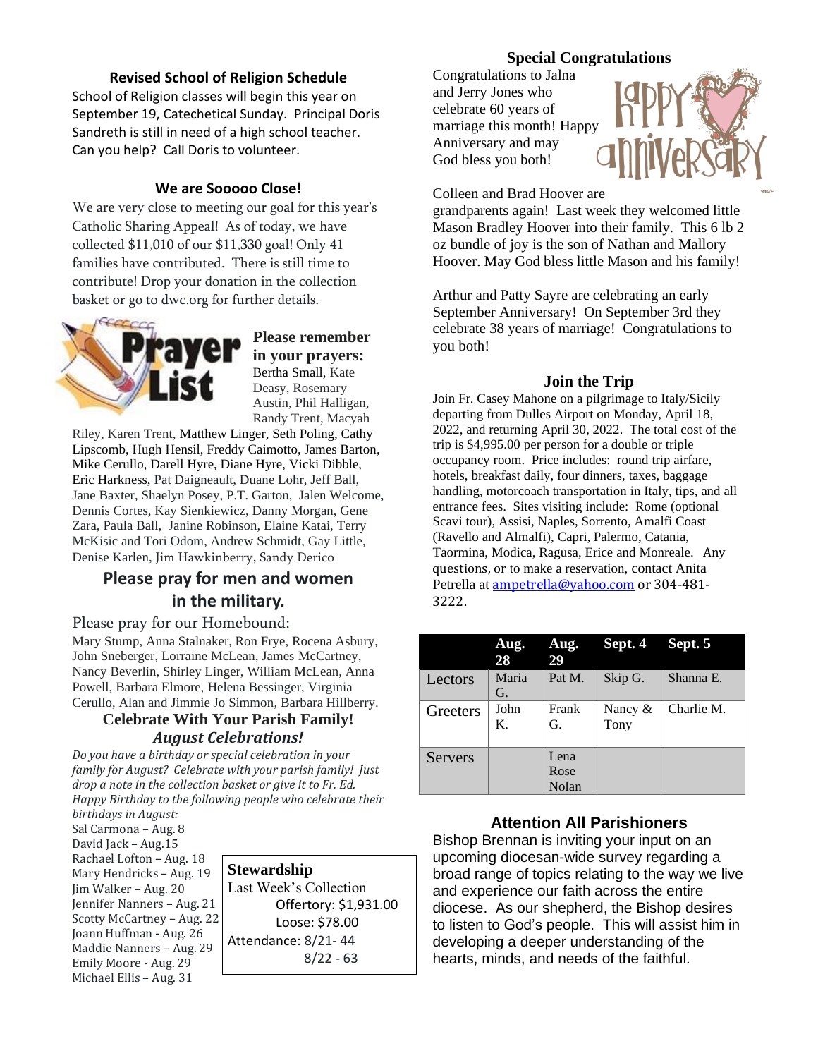## Revised School of Religion Schedule

School of Religion classes will begin this year on September 19, Catechetical Sunday. Principal Doris Sandreth is still in need of a high school teacher. Can you help? Call Doris to volunteer.

## We are Sooooo Close!

We are very close to meeting our goal for this year's Catholic Sharing Appeal! As of today, we have collected $11,010 of our $11,330 goal! Only 41 families have contributed. There is still time to contribute! Drop your donation in the collection basket or go to dwc.org for further details.

**Please remember in your prayers:**

Bertha Small, Kate Deasy, Rosemary Austin, Phil Halligan, Randy Trent, Macyah Riley, Karen Trent, Matthew Linger, Seth Poling, Cathy Lipscomb, Hugh Hensil, Freddy Caimotto, James Barton, Mike Cerullo, Darell Hyre, Diane Hyre, Vicki Dibble, Eric Harkness, Pat Daigneault, Duane Lohr, Jeff Ball, Jane Baxter, Shaelyn Posey, P.T. Garton, Jalen Welcome, Dennis Cortes, Kay Sienkiewicz, Danny Morgan, Gene Zara, Paula Ball, Janine Robinson, Elaine Katai, Terry McKisic and Tori Odom, Andrew Schmidt, Gay Little, Denise Karlen, Jim Hawkinberry, Sandy Derico

## Please pray for men and women in the military.

Please pray for our Homebound:

Mary Stump, Anna Stalnaker, Ron Frye, Rocena Asbury, John Sneberger, Lorraine McLean, James McCartney, Nancy Beverlin, Shirley Linger, William McLean, Anna Powell, Barbara Elmore, Helena Bessinger, Virginia Cerullo, Alan and Jimmie Jo Simmon, Barbara Hillberry.

## Celebrate With Your Parish Family!
### *August Celebrations!*

*Do you have a birthday or special celebration in your family for August? Celebrate with your parish family! Just drop a note in the collection basket or give it to Fr. Ed. Happy Birthday to the following people who celebrate their birthdays in August:*

Sal Carmona – Aug. 8
David Jack – Aug.15
Rachael Lofton – Aug. 18
Mary Hendricks – Aug. 19
Jim Walker – Aug. 20
Jennifer Nanners – Aug. 21
Scotty McCartney – Aug. 22
Joann Huffman - Aug. 26
Maddie Nanners – Aug. 29
Emily Moore - Aug. 29
Michael Ellis – Aug. 31

**Stewardship**

Last Week's Collection
Offertory: $1,931.00
Loose: $78.00
Attendance: 8/21- 44
8/22 - 63

## Special Congratulations

Congratulations to Jalna and Jerry Jones who celebrate 60 years of marriage this month! Happy Anniversary and may God bless you both!

Colleen and Brad Hoover are grandparents again! Last week they welcomed little Mason Bradley Hoover into their family. This 6 lb 2 oz bundle of joy is the son of Nathan and Mallory Hoover. May God bless little Mason and his family!

Arthur and Patty Sayre are celebrating an early September Anniversary! On September 3rd they celebrate 38 years of marriage! Congratulations to you both!

## Join the Trip

Join Fr. Casey Mahone on a pilgrimage to Italy/Sicily departing from Dulles Airport on Monday, April 18, 2022, and returning April 30, 2022. The total cost of the trip is $4,995.00 per person for a double or triple occupancy room. Price includes: round trip airfare, hotels, breakfast daily, four dinners, taxes, baggage handling, motorcoach transportation in Italy, tips, and all entrance fees. Sites visiting include: Rome (optional Scavi tour), Assisi, Naples, Sorrento, Amalfi Coast (Ravello and Almalfi), Capri, Palermo, Catania, Taormina, Modica, Ragusa, Erice and Monreale. Any questions, or to make a reservation, contact Anita Petrella at ampetrella@yahoo.com or 304-481-3222.

| | Aug. 28 | Aug. 29 | Sept. 4 | Sept. 5 |
|---|---|---|---|---|
| Lectors | Maria G. | Pat M. | Skip G. | Shanna E. |
| Greeters | John K. | Frank G. | Nancy & Tony | Charlie M. |
| Servers | | Lena Rose Nolan | | |

## Attention All Parishioners

Bishop Brennan is inviting your input on an upcoming diocesan-wide survey regarding a broad range of topics relating to the way we live and experience our faith across the entire diocese. As our shepherd, the Bishop desires to listen to God's people. This will assist him in developing a deeper understanding of the hearts, minds, and needs of the faithful.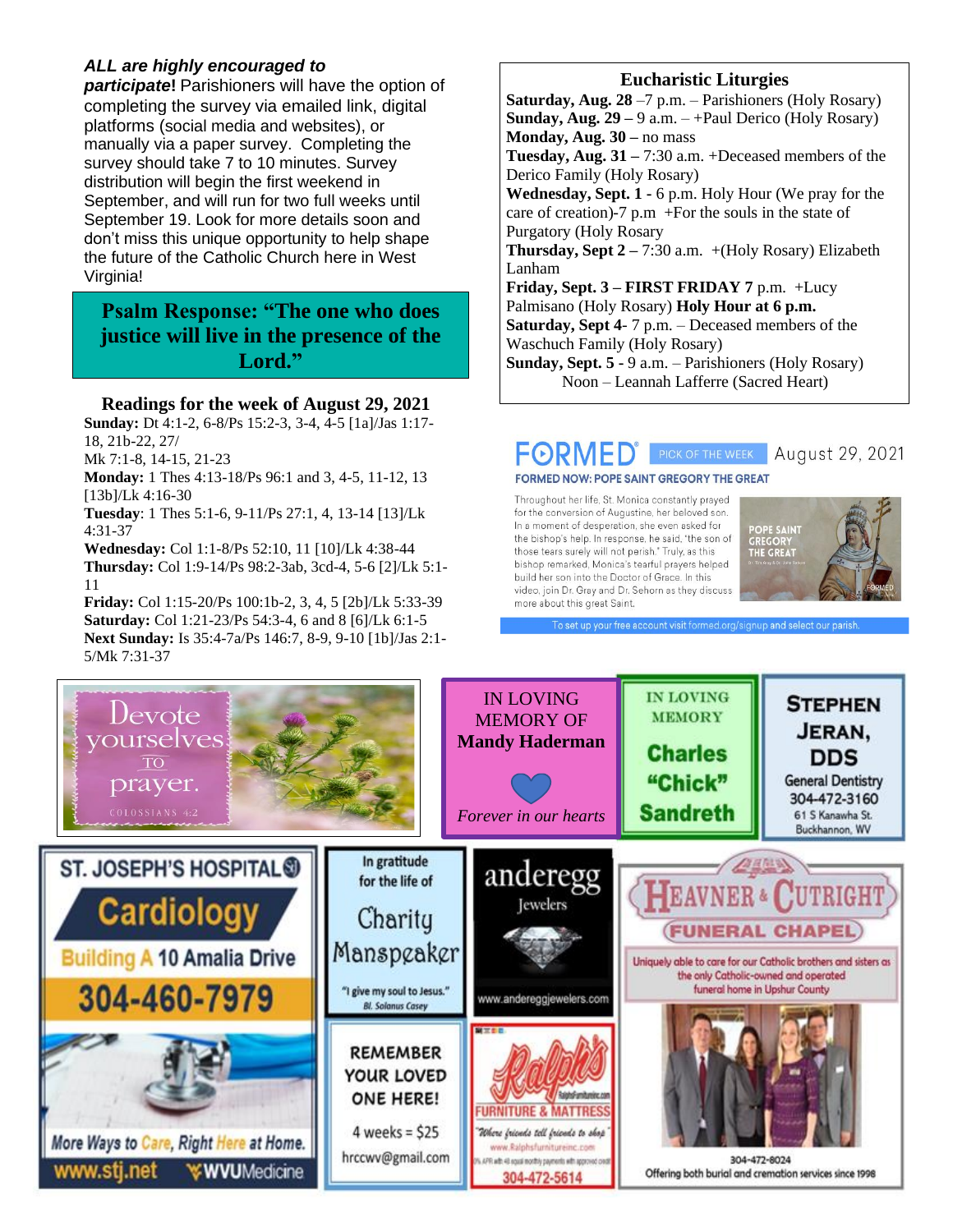***ALL are highly encouraged to participate!*** Parishioners will have the option of completing the survey via emailed link, digital platforms (social media and websites), or manually via a paper survey. Completing the survey should take 7 to 10 minutes. Survey distribution will begin the first weekend in September, and will run for two full weeks until September 19. Look for more details soon and don't miss this unique opportunity to help shape the future of the Catholic Church here in West Virginia!

**Psalm Response: "The one who does justice will live in the presence of the Lord."**

### Readings for the week of August 29, 2021

**Sunday:** Dt 4:1-2, 6-8/Ps 15:2-3, 3-4, 4-5 [1a]/Jas 1:17-18, 21b-22, 27/
Mk 7:1-8, 14-15, 21-23
**Monday:** 1 Thes 4:13-18/Ps 96:1 and 3, 4-5, 11-12, 13 [13b]/Lk 4:16-30
**Tuesday**: 1 Thes 5:1-6, 9-11/Ps 27:1, 4, 13-14 [13]/Lk 4:31-37
**Wednesday:** Col 1:1-8/Ps 52:10, 11 [10]/Lk 4:38-44
**Thursday:** Col 1:9-14/Ps 98:2-3ab, 3cd-4, 5-6 [2]/Lk 5:1-11
**Friday:** Col 1:15-20/Ps 100:1b-2, 3, 4, 5 [2b]/Lk 5:33-39
**Saturday:** Col 1:21-23/Ps 54:3-4, 6 and 8 [6]/Lk 6:1-5
**Next Sunday:** Is 35:4-7a/Ps 146:7, 8-9, 9-10 [1b]/Jas 2:1-5/Mk 7:31-37

### Eucharistic Liturgies

**Saturday, Aug. 28** –7 p.m. – Parishioners (Holy Rosary)
**Sunday, Aug. 29 –** 9 a.m. – +Paul Derico (Holy Rosary)
**Monday, Aug. 30 –** no mass
**Tuesday, Aug. 31 –** 7:30 a.m. +Deceased members of the Derico Family (Holy Rosary)
**Wednesday, Sept. 1 -** 6 p.m. Holy Hour (We pray for the care of creation)-7 p.m +For the souls in the state of Purgatory (Holy Rosary
**Thursday, Sept 2 –** 7:30 a.m. +(Holy Rosary) Elizabeth Lanham
**Friday, Sept. 3 – FIRST FRIDAY 7** p.m. +Lucy Palmisano (Holy Rosary) **Holy Hour at 6 p.m.**
**Saturday, Sept 4**- 7 p.m. – Deceased members of the Waschuch Family (Holy Rosary)
**Sunday, Sept. 5 -** 9 a.m. – Parishioners (Holy Rosary)
Noon – Leannah Lafferre (Sacred Heart)

FORMED® PICK OF THE WEEK August 29, 2021

FORMED NOW: POPE SAINT GREGORY THE GREAT

Throughout her life, St. Monica constantly prayed for the conversion of Augustine, her beloved son. In a moment of desperation, she even asked for the bishop's help. In response, he said, "the son of those tears surely will not perish." Truly, as this bishop remarked, Monica's tearful prayers helped build her son into the Doctor of Grace. In this video, join Dr. Gray and Dr. Sehorn as they discuss more about this great Saint.

To set up your free account visit formed.org/signup and select our parish.

Devote yourselves to prayer. COLOSSIANS 4:2

IN LOVING MEMORY OF **Mandy Haderman** *Forever in our hearts*

IN LOVING MEMORY **Charles "Chick" Sandreth**

**STEPHEN JERAN, DDS** General Dentistry 304-472-3160 61 S Kanawha St. Buckhannon, WV

ST. JOSEPH'S HOSPITAL **Cardiology** Building A 10 Amalia Drive 304-460-7979 More Ways to Care, Right Here at Home. www.stj.net WVUMedicine

In gratitude for the life of Charity Manspeaker "I give my soul to Jesus." Bl. Solanus Casey

anderegg Jewelers www.andereggjewelers.com

HEAVNER & CUTRIGHT FUNERAL CHAPEL Uniquely able to care for our Catholic brothers and sisters as the only Catholic-owned and operated funeral home in Upshur County 304-472-8024 Offering both burial and cremation services since 1998

REMEMBER YOUR LOVED ONE HERE! 4 weeks = $25 hrccwv@gmail.com

Ralph's FURNITURE & MATTRESS *Where friends tell friends to shop* www.Ralphsfurnitureinc.com 304-472-5614